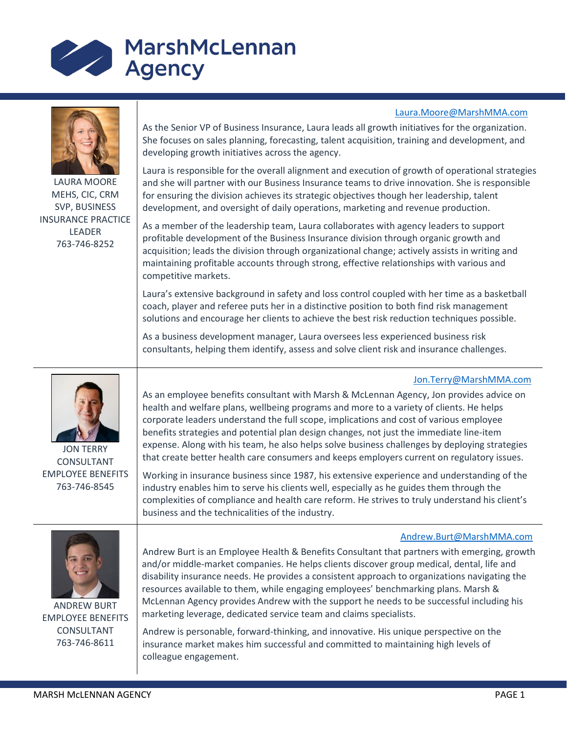# MarshMcLennan Agency

**LAURA MOORE**
MEHS, CIC, CRM
SVP, BUSINESS INSURANCE PRACTICE LEADER
763-746-8252

Laura.Moore@MarshMMA.com

As the Senior VP of Business Insurance, Laura leads all growth initiatives for the organization. She focuses on sales planning, forecasting, talent acquisition, training and development, and developing growth initiatives across the agency.

Laura is responsible for the overall alignment and execution of growth of operational strategies and she will partner with our Business Insurance teams to drive innovation. She is responsible for ensuring the division achieves its strategic objectives though her leadership, talent development, and oversight of daily operations, marketing and revenue production.

As a member of the leadership team, Laura collaborates with agency leaders to support profitable development of the Business Insurance division through organic growth and acquisition; leads the division through organizational change; actively assists in writing and maintaining profitable accounts through strong, effective relationships with various and competitive markets.

Laura's extensive background in safety and loss control coupled with her time as a basketball coach, player and referee puts her in a distinctive position to both find risk management solutions and encourage her clients to achieve the best risk reduction techniques possible.

As a business development manager, Laura oversees less experienced business risk consultants, helping them identify, assess and solve client risk and insurance challenges.

---

**JON TERRY**
CONSULTANT
EMPLOYEE BENEFITS
763-746-8545

Jon.Terry@MarshMMA.com

As an employee benefits consultant with Marsh & McLennan Agency, Jon provides advice on health and welfare plans, wellbeing programs and more to a variety of clients. He helps corporate leaders understand the full scope, implications and cost of various employee benefits strategies and potential plan design changes, not just the immediate line-item expense. Along with his team, he also helps solve business challenges by deploying strategies that create better health care consumers and keeps employers current on regulatory issues.

Working in insurance business since 1987, his extensive experience and understanding of the industry enables him to serve his clients well, especially as he guides them through the complexities of compliance and health care reform. He strives to truly understand his client's business and the technicalities of the industry.

---

**ANDREW BURT**
EMPLOYEE BENEFITS CONSULTANT
763-746-8611

Andrew.Burt@MarshMMA.com

Andrew Burt is an Employee Health & Benefits Consultant that partners with emerging, growth and/or middle-market companies. He helps clients discover group medical, dental, life and disability insurance needs. He provides a consistent approach to organizations navigating the resources available to them, while engaging employees' benchmarking plans. Marsh & McLennan Agency provides Andrew with the support he needs to be successful including his marketing leverage, dedicated service team and claims specialists.

Andrew is personable, forward-thinking, and innovative. His unique perspective on the insurance market makes him successful and committed to maintaining high levels of colleague engagement.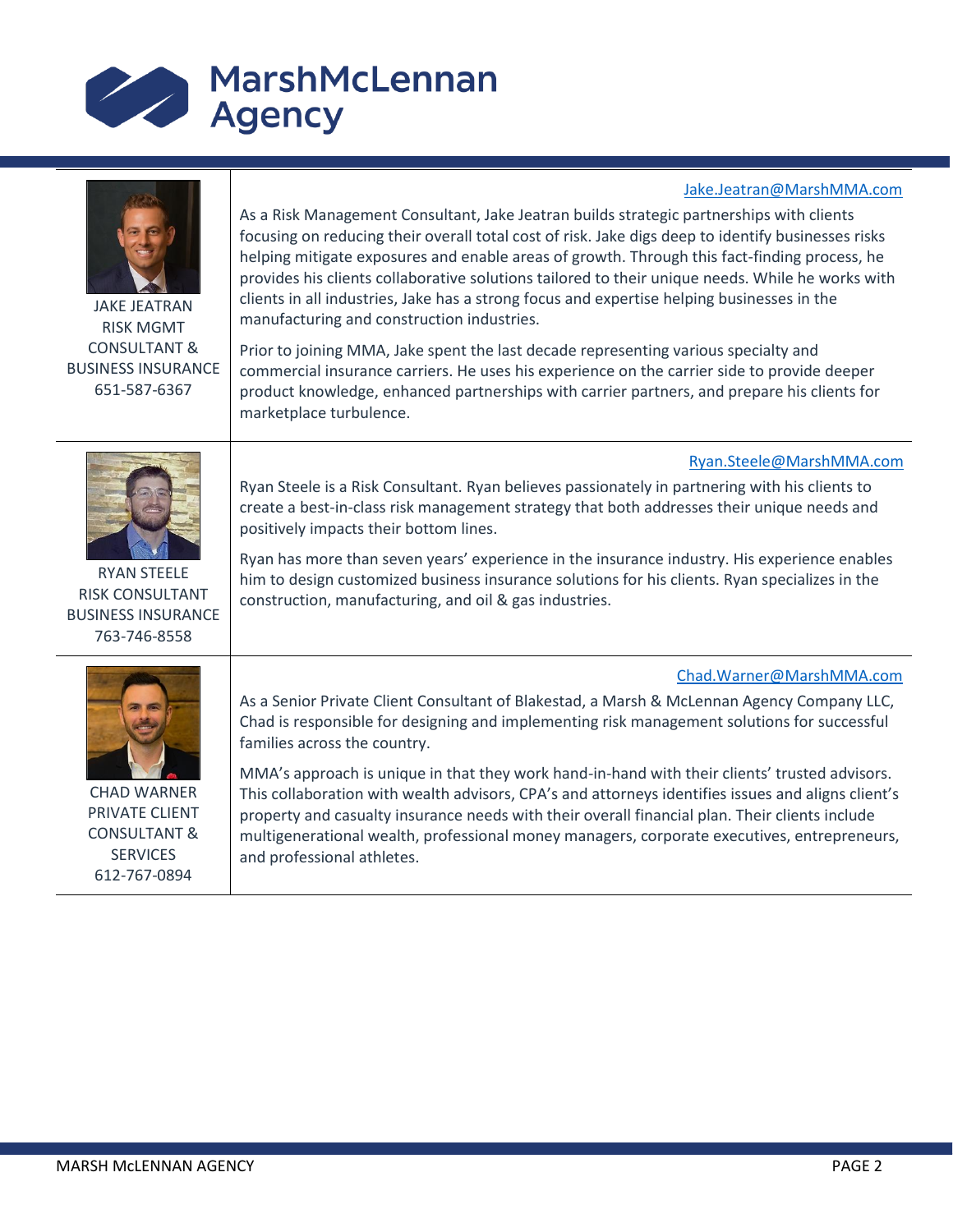# MarshMcLennan Agency

| | |
|---|---|
| JAKE JEATRAN<br>RISK MGMT CONSULTANT & BUSINESS INSURANCE<br>651-587-6367 | Jake.Jeatran@MarshMMA.com<br><br>As a Risk Management Consultant, Jake Jeatran builds strategic partnerships with clients focusing on reducing their overall total cost of risk. Jake digs deep to identify businesses risks helping mitigate exposures and enable areas of growth. Through this fact-finding process, he provides his clients collaborative solutions tailored to their unique needs. While he works with clients in all industries, Jake has a strong focus and expertise helping businesses in the manufacturing and construction industries.<br><br>Prior to joining MMA, Jake spent the last decade representing various specialty and commercial insurance carriers. He uses his experience on the carrier side to provide deeper product knowledge, enhanced partnerships with carrier partners, and prepare his clients for marketplace turbulence. |
| RYAN STEELE<br>RISK CONSULTANT<br>BUSINESS INSURANCE<br>763-746-8558 | Ryan.Steele@MarshMMA.com<br><br>Ryan Steele is a Risk Consultant. Ryan believes passionately in partnering with his clients to create a best-in-class risk management strategy that both addresses their unique needs and positively impacts their bottom lines.<br><br>Ryan has more than seven years' experience in the insurance industry. His experience enables him to design customized business insurance solutions for his clients. Ryan specializes in the construction, manufacturing, and oil & gas industries. |
| CHAD WARNER<br>PRIVATE CLIENT CONSULTANT & SERVICES<br>612-767-0894 | Chad.Warner@MarshMMA.com<br><br>As a Senior Private Client Consultant of Blakestad, a Marsh & McLennan Agency Company LLC, Chad is responsible for designing and implementing risk management solutions for successful families across the country.<br><br>MMA's approach is unique in that they work hand-in-hand with their clients' trusted advisors. This collaboration with wealth advisors, CPA's and attorneys identifies issues and aligns client's property and casualty insurance needs with their overall financial plan. Their clients include multigenerational wealth, professional money managers, corporate executives, entrepreneurs, and professional athletes. |